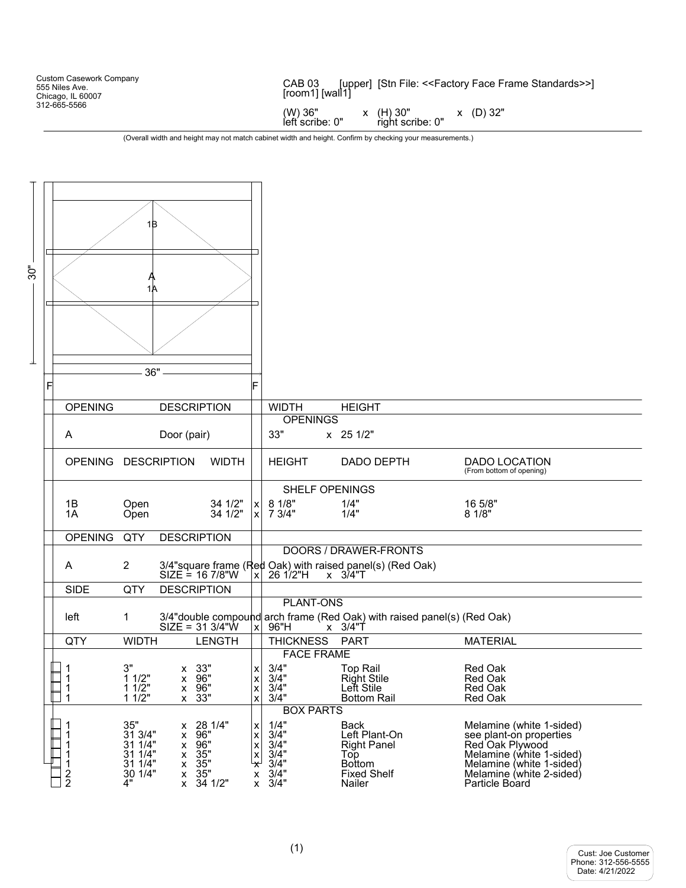Custom Casework Company
555 Niles Ave.
Chicago, IL 60007
312-665-5566

CAB 03 [upper] [Stn File: <<Factory Face Frame Standards>>]
[room1] [wall1]

(W) 36" x (H) 30" x (D) 32"
left scribe: 0" right scribe: 0"

(Overall width and height may not match cabinet width and height. Confirm by checking your measurements.)

30"

1B

A
1A

36"

F F

| OPENING | DESCRIPTION | WIDTH | HEIGHT |
|---|---|---|---|
| **OPENINGS** | | | |
| A | Door (pair) | 33" | x 25 1/2" |

| OPENING | DESCRIPTION | WIDTH | HEIGHT | DADO DEPTH | DADO LOCATION (From bottom of opening) |
|---|---|---|---|---|---|
| **SHELF OPENINGS** | | | | | |
| 1B | Open | 34 1/2" | x 8 1/8" | 1/4" | 16 5/8" |
| 1A | Open | 34 1/2" | x 7 3/4" | 1/4" | 8 1/8" |

| OPENING | QTY | DESCRIPTION |
|---|---|---|
| **DOORS / DRAWER-FRONTS** | | |
| A | 2 | 3/4"square frame (Red Oak) with raised panel(s) (Red Oak) SIZE = 16 7/8"W x 26 1/2"H x 3/4"T |

| SIDE | QTY | DESCRIPTION |
|---|---|---|
| **PLANT-ONS** | | |
| left | 1 | 3/4"double compound arch frame (Red Oak) with raised panel(s) (Red Oak) SIZE = 31 3/4"W x 96"H x 3/4"T |

| QTY | WIDTH | LENGTH | THICKNESS | PART | MATERIAL |
|---|---|---|---|---|---|
| **FACE FRAME** | | | | | |
| 1 | 3" | x 33" | x 3/4" | Top Rail | Red Oak |
| 1 | 1 1/2" | x 96" | x 3/4" | Right Stile | Red Oak |
| 1 | 1 1/2" | x 96" | x 3/4" | Left Stile | Red Oak |
| 1 | 1 1/2" | x 33" | x 3/4" | Bottom Rail | Red Oak |
| **BOX PARTS** | | | | | |
| 1 | 35" | x 28 1/4" | x 1/4" | Back | Melamine (white 1-sided) |
| 1 | 31 3/4" | x 96" | x 3/4" | Left Plant-On | see plant-on properties |
| 1 | 31 1/4" | x 96" | x 3/4" | Right Panel | Red Oak Plywood |
| 1 | 31 1/4" | x 35" | x 3/4" | Top | Melamine (white 1-sided) |
| 1 | 31 1/4" | x 35" | x 3/4" | Bottom | Melamine (white 1-sided) |
| 2 | 30 1/4" | x 35" | x 3/4" | Fixed Shelf | Melamine (white 2-sided) |
| 2 | 4" | x 34 1/2" | x 3/4" | Nailer | Particle Board |

Cust: Joe Customer
Phone: 312-556-5555
Date: 4/21/2022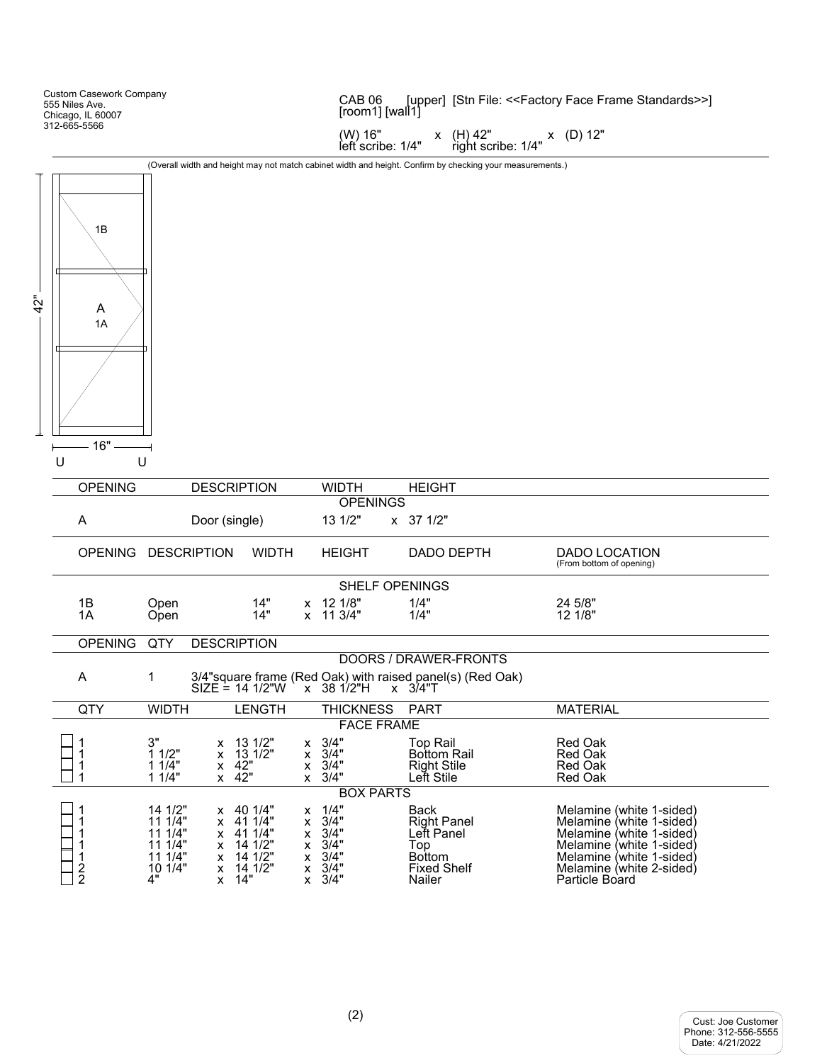Custom Casework Company
555 Niles Ave.
Chicago, IL 60007
312-665-5566

CAB 06 [upper] [Stn File: <<Factory Face Frame Standards>>]
[room1] [wall1]

(W) 16" x (H) 42" x (D) 12"
left scribe: 1/4" right scribe: 1/4"

(Overall width and height may not match cabinet width and height. Confirm by checking your measurements.)

42"

1B

A
1A

16"

U U

| OPENING | DESCRIPTION | WIDTH | HEIGHT |
|---|---|---|---|
| | | **OPENINGS** | |
| A | Door (single) | 13 1/2" | x 37 1/2" |

| OPENING | DESCRIPTION | WIDTH | HEIGHT | DADO DEPTH | DADO LOCATION (From bottom of opening) |
|---|---|---|---|---|---|
| | | | **SHELF OPENINGS** | | |
| 1B | Open | 14" | x 12 1/8" | 1/4" | 24 5/8" |
| 1A | Open | 14" | x 11 3/4" | 1/4" | 12 1/8" |

| OPENING | QTY | DESCRIPTION |
|---|---|---|
| | | **DOORS / DRAWER-FRONTS** |
| A | 1 | 3/4"square frame (Red Oak) with raised panel(s) (Red Oak) SIZE = 14 1/2"W x 38 1/2"H x 3/4"T |

| QTY | WIDTH | LENGTH | THICKNESS | PART | MATERIAL |
|---|---|---|---|---|---|
| | | | **FACE FRAME** | | |
| ☐ 1 | 3" | x 13 1/2" | x 3/4" | Top Rail | Red Oak |
| ☐ 1 | 1 1/2" | x 13 1/2" | x 3/4" | Bottom Rail | Red Oak |
| ☐ 1 | 1 1/4" | x 42" | x 3/4" | Right Stile | Red Oak |
| ☐ 1 | 1 1/4" | x 42" | x 3/4" | Left Stile | Red Oak |
| | | | **BOX PARTS** | | |
| ☐ 1 | 14 1/2" | x 40 1/4" | x 1/4" | Back | Melamine (white 1-sided) |
| ☐ 1 | 11 1/4" | x 41 1/4" | x 3/4" | Right Panel | Melamine (white 1-sided) |
| ☐ 1 | 11 1/4" | x 41 1/4" | x 3/4" | Left Panel | Melamine (white 1-sided) |
| ☐ 1 | 11 1/4" | x 14 1/2" | x 3/4" | Top | Melamine (white 1-sided) |
| ☐ 1 | 11 1/4" | x 14 1/2" | x 3/4" | Bottom | Melamine (white 1-sided) |
| ☐ 2 | 10 1/4" | x 14 1/2" | x 3/4" | Fixed Shelf | Melamine (white 2-sided) |
| ☐ 2 | 4" | x 14" | x 3/4" | Nailer | Particle Board |

Cust: Joe Customer
Phone: 312-556-5555
Date: 4/21/2022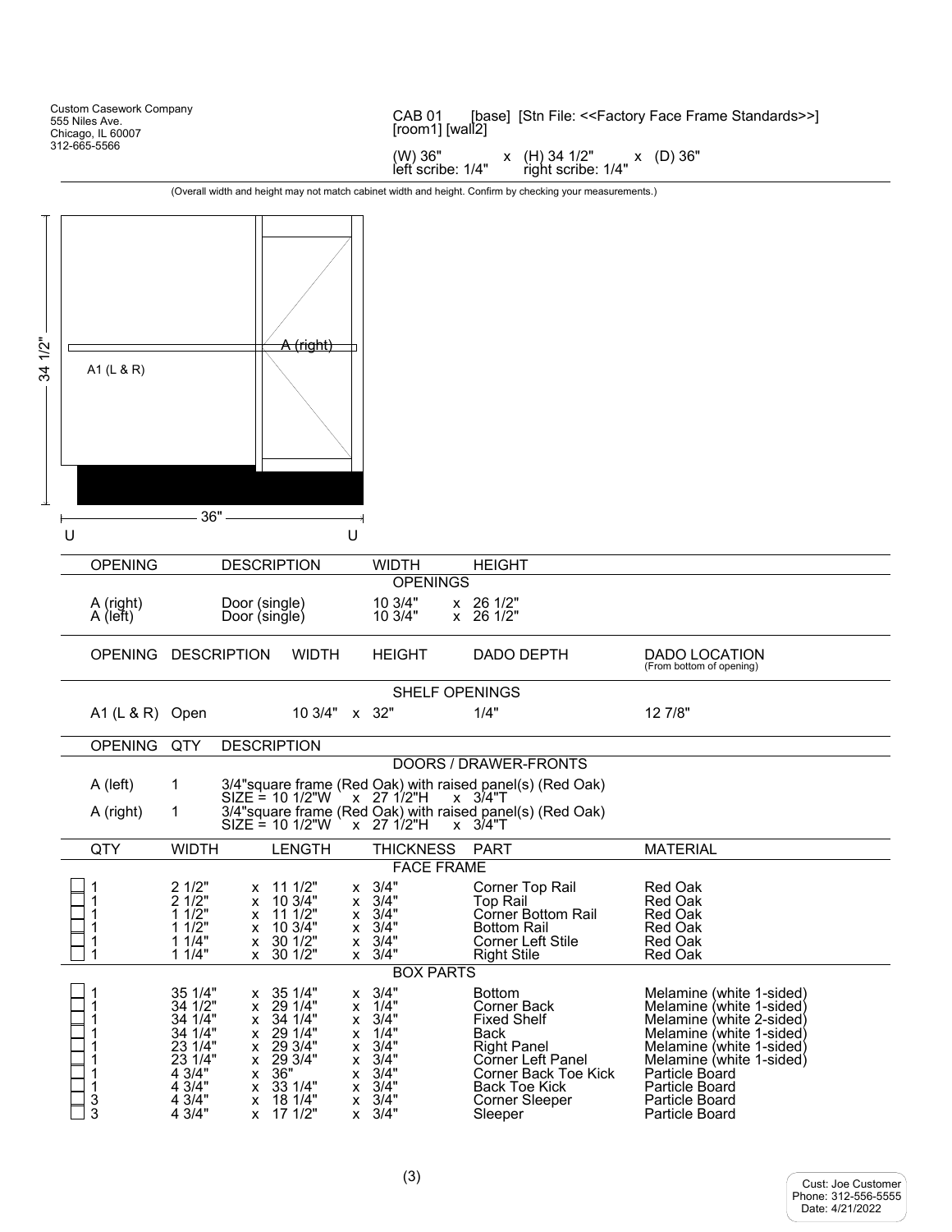Custom Casework Company
555 Niles Ave.
Chicago, IL 60007
312-665-5566

CAB 01 [base] [Stn File: <<Factory Face Frame Standards>>]
[room1] [wall2]

(W) 36" x (H) 34 1/2" x (D) 36"
left scribe: 1/4" right scribe: 1/4"

(Overall width and height may not match cabinet width and height. Confirm by checking your measurements.)

34 1/2"

A1 (L & R)

A (right)

36"

U U

| OPENING | DESCRIPTION | WIDTH | HEIGHT |
|---|---|---|---|
| **OPENINGS** | | | |
| A (right) | Door (single) | 10 3/4" | x 26 1/2" |
| A (left) | Door (single) | 10 3/4" | x 26 1/2" |

| OPENING | DESCRIPTION | WIDTH | HEIGHT | DADO DEPTH | DADO LOCATION (From bottom of opening) |
|---|---|---|---|---|---|
| **SHELF OPENINGS** | | | | | |
| A1 (L & R) | Open | 10 3/4" | x 32" | 1/4" | 12 7/8" |

| OPENING | QTY | DESCRIPTION |
|---|---|---|
| **DOORS / DRAWER-FRONTS** | | |
| A (left) | 1 | 3/4"square frame (Red Oak) with raised panel(s) (Red Oak) SIZE = 10 1/2"W x 27 1/2"H x 3/4"T |
| A (right) | 1 | 3/4"square frame (Red Oak) with raised panel(s) (Red Oak) SIZE = 10 1/2"W x 27 1/2"H x 3/4"T |

| QTY | WIDTH | LENGTH | THICKNESS | PART | MATERIAL |
|---|---|---|---|---|---|
| **FACE FRAME** | | | | | |
| ☐ 1 | 2 1/2" | x 11 1/2" | x 3/4" | Corner Top Rail | Red Oak |
| ☐ 1 | 2 1/2" | x 10 3/4" | x 3/4" | Top Rail | Red Oak |
| ☐ 1 | 1 1/2" | x 11 1/2" | x 3/4" | Corner Bottom Rail | Red Oak |
| ☐ 1 | 1 1/2" | x 10 3/4" | x 3/4" | Bottom Rail | Red Oak |
| ☐ 1 | 1 1/4" | x 30 1/2" | x 3/4" | Corner Left Stile | Red Oak |
| ☐ 1 | 1 1/4" | x 30 1/2" | x 3/4" | Right Stile | Red Oak |
| **BOX PARTS** | | | | | |
| ☐ 1 | 35 1/4" | x 35 1/4" | x 3/4" | Bottom | Melamine (white 1-sided) |
| ☐ 1 | 34 1/2" | x 29 1/4" | x 1/4" | Corner Back | Melamine (white 1-sided) |
| ☐ 1 | 34 1/4" | x 34 1/4" | x 3/4" | Fixed Shelf | Melamine (white 2-sided) |
| ☐ 1 | 34 1/4" | x 29 1/4" | x 1/4" | Back | Melamine (white 1-sided) |
| ☐ 1 | 23 1/4" | x 29 3/4" | x 3/4" | Right Panel | Melamine (white 1-sided) |
| ☐ 1 | 23 1/4" | x 29 3/4" | x 3/4" | Corner Left Panel | Melamine (white 1-sided) |
| ☐ 1 | 4 3/4" | x 36" | x 3/4" | Corner Back Toe Kick | Particle Board |
| ☐ 1 | 4 3/4" | x 33 1/4" | x 3/4" | Back Toe Kick | Particle Board |
| ☐ 3 | 4 3/4" | x 18 1/4" | x 3/4" | Corner Sleeper | Particle Board |
| ☐ 3 | 4 3/4" | x 17 1/2" | x 3/4" | Sleeper | Particle Board |

Cust: Joe Customer
Phone: 312-556-5555
Date: 4/21/2022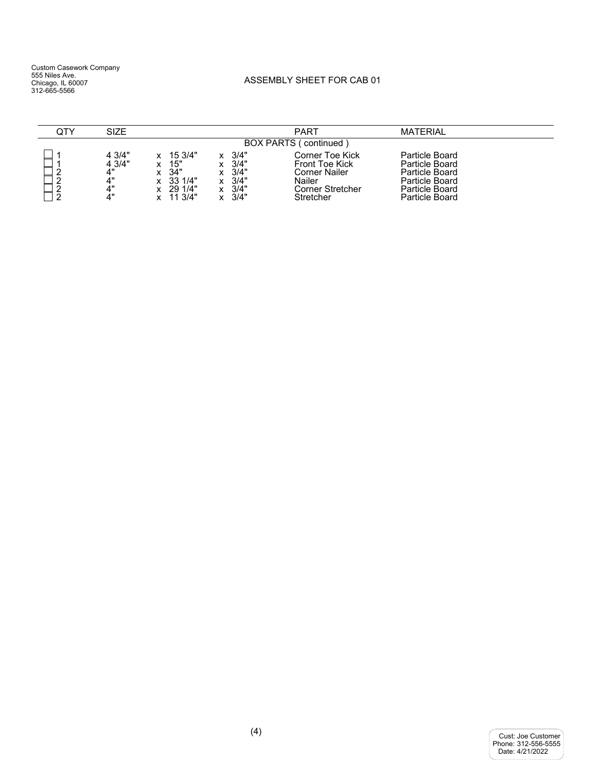Custom Casework Company
555 Niles Ave.
Chicago, IL 60007
312-665-5566

ASSEMBLY SHEET FOR CAB 01

| QTY | SIZE | | | PART | MATERIAL |
|---|---|---|---|---|---|
| | | | | BOX PARTS ( continued ) | |
| ☐ 1 | 4 3/4" | x 15 3/4" | x 3/4" | Corner Toe Kick | Particle Board |
| ☐ 1 | 4 3/4" | x 15" | x 3/4" | Front Toe Kick | Particle Board |
| ☐ 2 | 4" | x 34" | x 3/4" | Corner Nailer | Particle Board |
| ☐ 2 | 4" | x 33 1/4" | x 3/4" | Nailer | Particle Board |
| ☐ 2 | 4" | x 29 1/4" | x 3/4" | Corner Stretcher | Particle Board |
| ☐ 2 | 4" | x 11 3/4" | x 3/4" | Stretcher | Particle Board |

Cust: Joe Customer
Phone: 312-556-5555
Date: 4/21/2022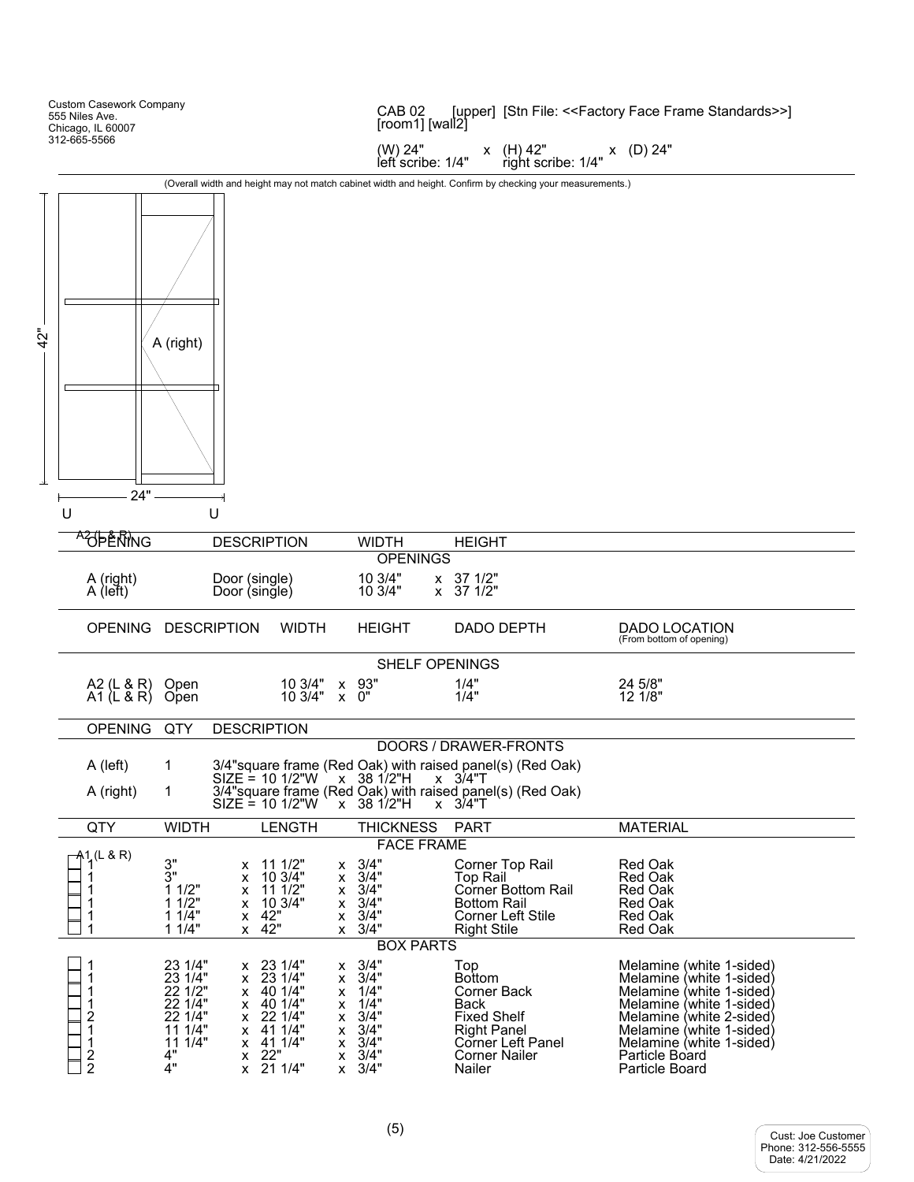Custom Casework Company
555 Niles Ave.
Chicago, IL 60007
312-665-5566

CAB 02 [upper] [Stn File: <<Factory Face Frame Standards>>]
[room1] [wall2]

(W) 24" x (H) 42" x (D) 24"
left scribe: 1/4" right scribe: 1/4"

(Overall width and height may not match cabinet width and height. Confirm by checking your measurements.)

42"

A (right)

24"

U U

A2 (L & R)

| OPENING | DESCRIPTION | WIDTH | HEIGHT |
|---|---|---|---|
| **OPENINGS** | | | |
| A (right) | Door (single) | 10 3/4" | x 37 1/2" |
| A (left) | Door (single) | 10 3/4" | x 37 1/2" |

| OPENING | DESCRIPTION | WIDTH | HEIGHT | DADO DEPTH | DADO LOCATION (From bottom of opening) |
|---|---|---|---|---|---|
| **SHELF OPENINGS** | | | | | |
| A2 (L & R) | Open | 10 3/4" | x 93" | 1/4" | 24 5/8" |
| A1 (L & R) | Open | 10 3/4" | x 0" | 1/4" | 12 1/8" |

| OPENING | QTY | DESCRIPTION |
|---|---|---|
| **DOORS / DRAWER-FRONTS** | | |
| A (left) | 1 | 3/4"square frame (Red Oak) with raised panel(s) (Red Oak) SIZE = 10 1/2"W x 38 1/2"H x 3/4"T |
| A (right) | 1 | 3/4"square frame (Red Oak) with raised panel(s) (Red Oak) SIZE = 10 1/2"W x 38 1/2"H x 3/4"T |

A1 (L & R)

| QTY | WIDTH | LENGTH | THICKNESS | PART | MATERIAL |
|---|---|---|---|---|---|
| **FACE FRAME** | | | | | |
| 1 | 3" | x 11 1/2" | x 3/4" | Corner Top Rail | Red Oak |
| 1 | 3" | x 10 3/4" | x 3/4" | Top Rail | Red Oak |
| 1 | 1 1/2" | x 11 1/2" | x 3/4" | Corner Bottom Rail | Red Oak |
| 1 | 1 1/2" | x 10 3/4" | x 3/4" | Bottom Rail | Red Oak |
| 1 | 1 1/4" | x 42" | x 3/4" | Corner Left Stile | Red Oak |
| 1 | 1 1/4" | x 42" | x 3/4" | Right Stile | Red Oak |
| **BOX PARTS** | | | | | |
| 1 | 23 1/4" | x 23 1/4" | x 3/4" | Top | Melamine (white 1-sided) |
| 1 | 23 1/4" | x 23 1/4" | x 3/4" | Bottom | Melamine (white 1-sided) |
| 1 | 22 1/2" | x 40 1/4" | x 1/4" | Corner Back | Melamine (white 1-sided) |
| 1 | 22 1/4" | x 40 1/4" | x 1/4" | Back | Melamine (white 1-sided) |
| 2 | 22 1/4" | x 22 1/4" | x 3/4" | Fixed Shelf | Melamine (white 2-sided) |
| 1 | 11 1/4" | x 41 1/4" | x 3/4" | Right Panel | Melamine (white 1-sided) |
| 1 | 11 1/4" | x 41 1/4" | x 3/4" | Corner Left Panel | Melamine (white 1-sided) |
| 2 | 4" | x 22" | x 3/4" | Corner Nailer | Particle Board |
| 2 | 4" | x 21 1/4" | x 3/4" | Nailer | Particle Board |

Cust: Joe Customer
Phone: 312-556-5555
Date: 4/21/2022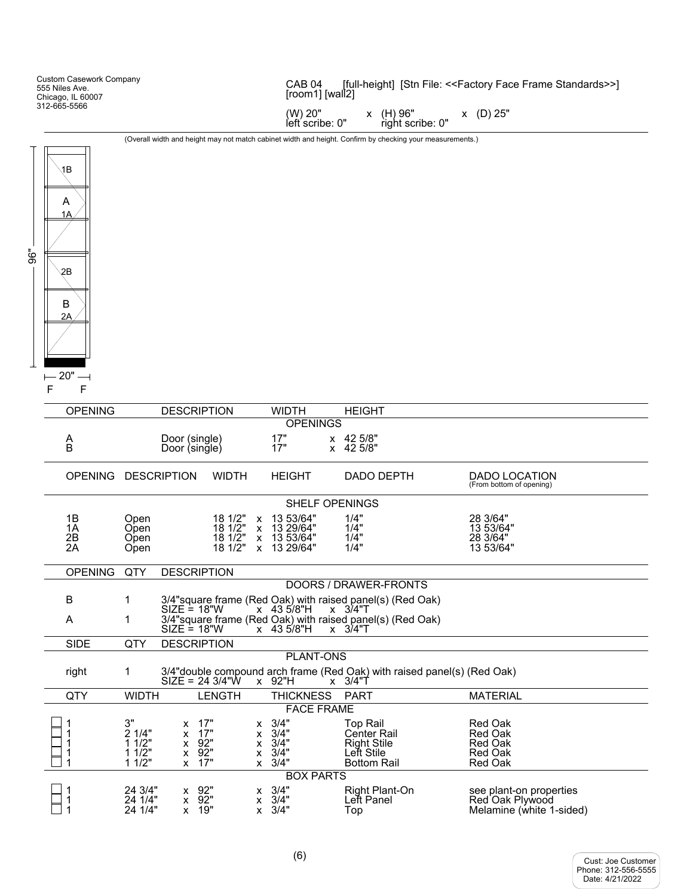Custom Casework Company
555 Niles Ave.
Chicago, IL 60007
312-665-5566

CAB 04 [full-height] [Stn File: <<Factory Face Frame Standards>>]
[room1] [wall2]

(W) 20" x (H) 96" x (D) 25"
left scribe: 0" right scribe: 0"

(Overall width and height may not match cabinet width and height. Confirm by checking your measurements.)

1B
A
1A
2B
B
2A

96"

20"

F F

## OPENINGS

| OPENING | DESCRIPTION | WIDTH | HEIGHT |
|---|---|---|---|
| A | Door (single) | 17" | x 42 5/8" |
| B | Door (single) | 17" | x 42 5/8" |

## SHELF OPENINGS

| OPENING | DESCRIPTION | WIDTH | HEIGHT | DADO DEPTH | DADO LOCATION (From bottom of opening) |
|---|---|---|---|---|---|
| 1B | Open | 18 1/2" | x 13 53/64" | 1/4" | 28 3/64" |
| 1A | Open | 18 1/2" | x 13 29/64" | 1/4" | 13 53/64" |
| 2B | Open | 18 1/2" | x 13 53/64" | 1/4" | 28 3/64" |
| 2A | Open | 18 1/2" | x 13 29/64" | 1/4" | 13 53/64" |

## DOORS / DRAWER-FRONTS

| OPENING | QTY | DESCRIPTION |
|---|---|---|
| B | 1 | 3/4"square frame (Red Oak) with raised panel(s) (Red Oak) SIZE = 18"W x 43 5/8"H x 3/4"T |
| A | 1 | 3/4"square frame (Red Oak) with raised panel(s) (Red Oak) SIZE = 18"W x 43 5/8"H x 3/4"T |

## PLANT-ONS

| SIDE | QTY | DESCRIPTION |
|---|---|---|
| right | 1 | 3/4"double compound arch frame (Red Oak) with raised panel(s) (Red Oak) SIZE = 24 3/4"W x 92"H x 3/4"T |

## FACE FRAME

| QTY | WIDTH | LENGTH | THICKNESS | PART | MATERIAL |
|---|---|---|---|---|---|
| ☐ 1 | 3" | x 17" | x 3/4" | Top Rail | Red Oak |
| ☐ 1 | 2 1/4" | x 17" | x 3/4" | Center Rail | Red Oak |
| ☐ 1 | 1 1/2" | x 92" | x 3/4" | Right Stile | Red Oak |
| ☐ 1 | 1 1/2" | x 92" | x 3/4" | Left Stile | Red Oak |
| ☐ 1 | 1 1/2" | x 17" | x 3/4" | Bottom Rail | Red Oak |

## BOX PARTS

| QTY | WIDTH | LENGTH | THICKNESS | PART | MATERIAL |
|---|---|---|---|---|---|
| ☐ 1 | 24 3/4" | x 92" | x 3/4" | Right Plant-On | see plant-on properties |
| ☐ 1 | 24 1/4" | x 92" | x 3/4" | Left Panel | Red Oak Plywood |
| ☐ 1 | 24 1/4" | x 19" | x 3/4" | Top | Melamine (white 1-sided) |

Cust: Joe Customer
Phone: 312-556-5555
Date: 4/21/2022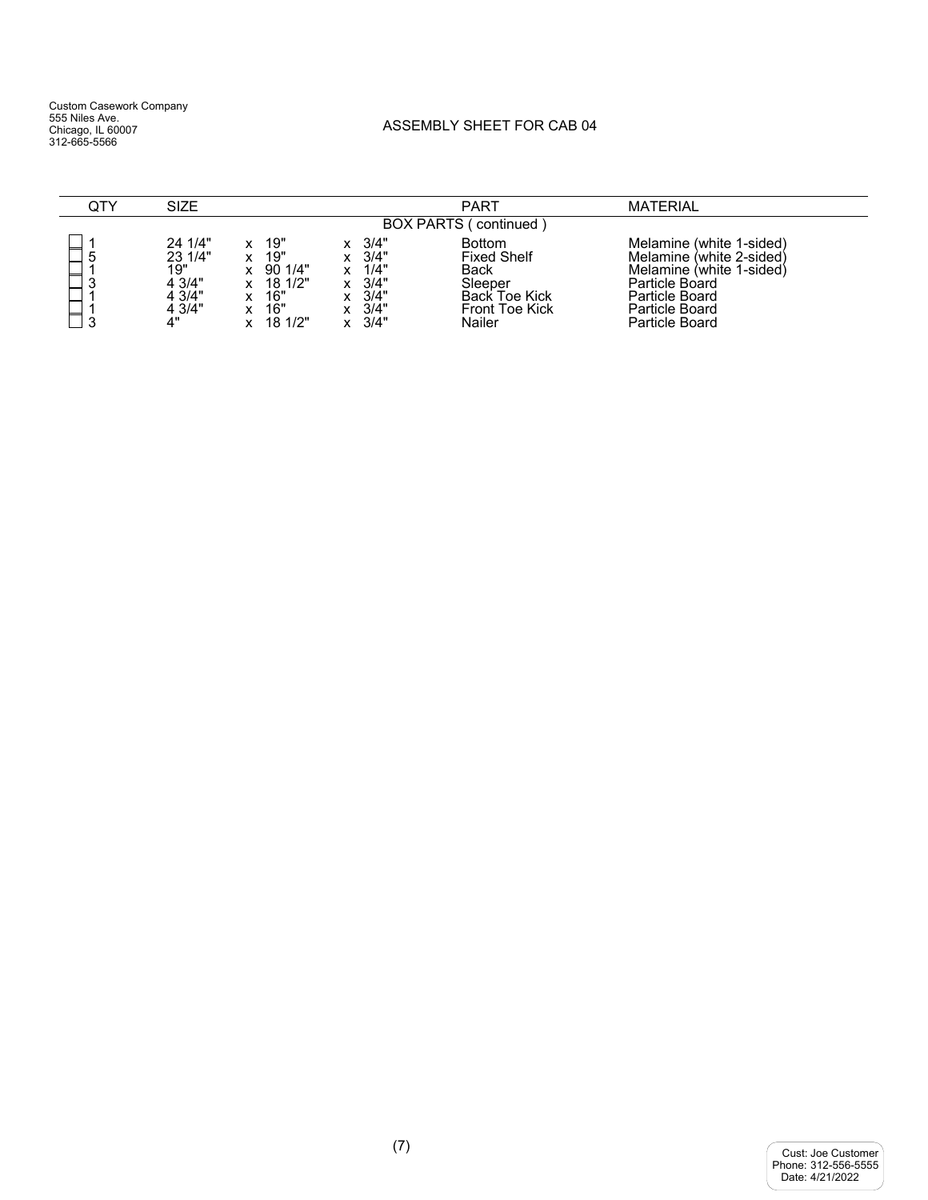Custom Casework Company
555 Niles Ave.
Chicago, IL 60007
312-665-5566

## ASSEMBLY SHEET FOR CAB 04

| QTY | SIZE | | | PART | MATERIAL |
|---|---|---|---|---|---|
| | | | | BOX PARTS ( continued ) | |
| ☐ 1 | 24 1/4" | x 19" | x 3/4" | Bottom | Melamine (white 1-sided) |
| ☐ 5 | 23 1/4" | x 19" | x 3/4" | Fixed Shelf | Melamine (white 2-sided) |
| ☐ 1 | 19" | x 90 1/4" | x 1/4" | Back | Melamine (white 1-sided) |
| ☐ 3 | 4 3/4" | x 18 1/2" | x 3/4" | Sleeper | Particle Board |
| ☐ 1 | 4 3/4" | x 16" | x 3/4" | Back Toe Kick | Particle Board |
| ☐ 1 | 4 3/4" | x 16" | x 3/4" | Front Toe Kick | Particle Board |
| ☐ 3 | 4" | x 18 1/2" | x 3/4" | Nailer | Particle Board |

Cust: Joe Customer
Phone: 312-556-5555
Date: 4/21/2022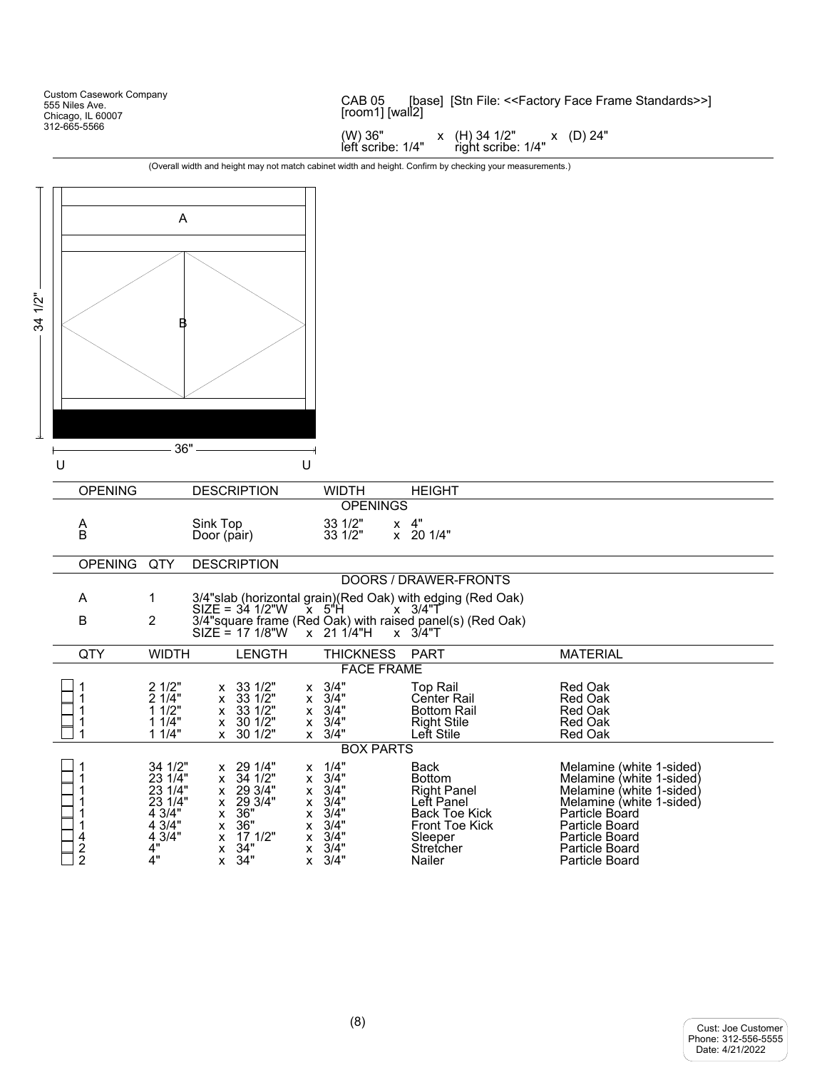Custom Casework Company
555 Niles Ave.
Chicago, IL 60007
312-665-5566

CAB 05 [base] [Stn File: <<Factory Face Frame Standards>>]
[room1] [wall2]

(W) 36" x (H) 34 1/2" x (D) 24"
left scribe: 1/4" right scribe: 1/4"

(Overall width and height may not match cabinet width and height. Confirm by checking your measurements.)

A

B

34 1/2"

36"

U U

| OPENING | DESCRIPTION | WIDTH | HEIGHT |
|---|---|---|---|
| | OPENINGS | | |
| A | Sink Top | 33 1/2" | x 4" |
| B | Door (pair) | 33 1/2" | x 20 1/4" |

| OPENING | QTY | DESCRIPTION |
|---|---|---|
| | | DOORS / DRAWER-FRONTS |
| A | 1 | 3/4"slab (horizontal grain)(Red Oak) with edging (Red Oak) SIZE = 34 1/2"W x 5"H x 3/4"T |
| B | 2 | 3/4"square frame (Red Oak) with raised panel(s) (Red Oak) SIZE = 17 1/8"W x 21 1/4"H x 3/4"T |

| QTY | WIDTH | LENGTH | THICKNESS | PART | MATERIAL |
|---|---|---|---|---|---|
| | | | FACE FRAME | | |
| ☐ 1 | 2 1/2" | x 33 1/2" | x 3/4" | Top Rail | Red Oak |
| ☐ 1 | 2 1/4" | x 33 1/2" | x 3/4" | Center Rail | Red Oak |
| ☐ 1 | 1 1/2" | x 33 1/2" | x 3/4" | Bottom Rail | Red Oak |
| ☐ 1 | 1 1/4" | x 30 1/2" | x 3/4" | Right Stile | Red Oak |
| ☐ 1 | 1 1/4" | x 30 1/2" | x 3/4" | Left Stile | Red Oak |
| | | | BOX PARTS | | |
| ☐ 1 | 34 1/2" | x 29 1/4" | x 1/4" | Back | Melamine (white 1-sided) |
| ☐ 1 | 23 1/4" | x 34 1/2" | x 3/4" | Bottom | Melamine (white 1-sided) |
| ☐ 1 | 23 1/4" | x 29 3/4" | x 3/4" | Right Panel | Melamine (white 1-sided) |
| ☐ 1 | 23 1/4" | x 29 3/4" | x 3/4" | Left Panel | Melamine (white 1-sided) |
| ☐ 1 | 4 3/4" | x 36" | x 3/4" | Back Toe Kick | Particle Board |
| ☐ 1 | 4 3/4" | x 36" | x 3/4" | Front Toe Kick | Particle Board |
| ☐ 4 | 4 3/4" | x 17 1/2" | x 3/4" | Sleeper | Particle Board |
| ☐ 2 | 4" | x 34" | x 3/4" | Stretcher | Particle Board |
| ☐ 2 | 4" | x 34" | x 3/4" | Nailer | Particle Board |

Cust: Joe Customer
Phone: 312-556-5555
Date: 4/21/2022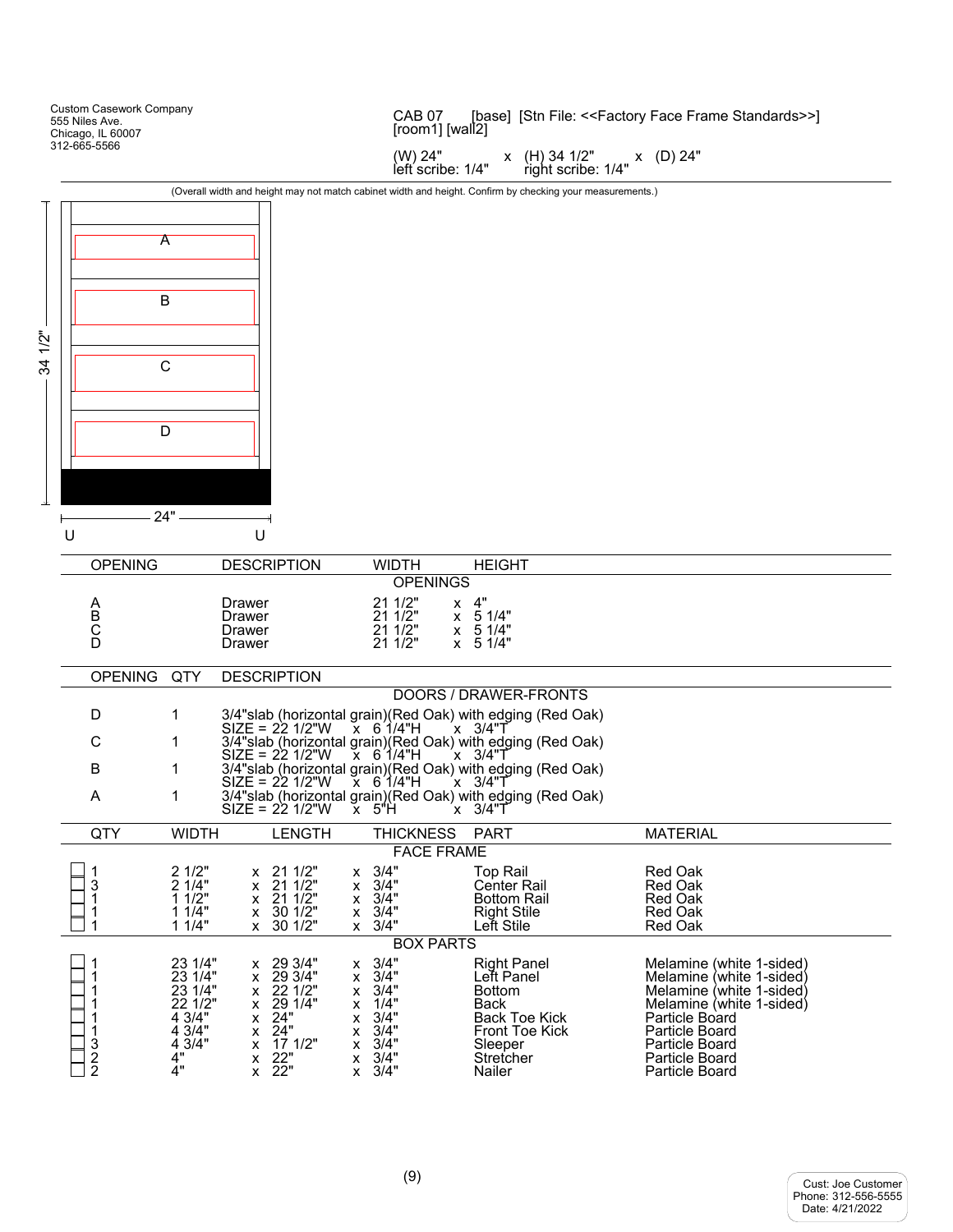Custom Casework Company
555 Niles Ave.
Chicago, IL 60007
312-665-5566

CAB 07 [base] [Stn File: <<Factory Face Frame Standards>>]
[room1] [wall2]

(W) 24" x (H) 34 1/2" x (D) 24"
left scribe: 1/4" right scribe: 1/4"

(Overall width and height may not match cabinet width and height. Confirm by checking your measurements.)

34 1/2"

A

B

C

D

24"

U U

| OPENING | DESCRIPTION | WIDTH | HEIGHT |
|---|---|---|---|
| **OPENINGS** | | | |
| A | Drawer | 21 1/2" | x 4" |
| B | Drawer | 21 1/2" | x 5 1/4" |
| C | Drawer | 21 1/2" | x 5 1/4" |
| D | Drawer | 21 1/2" | x 5 1/4" |

| OPENING | QTY | DESCRIPTION |
|---|---|---|
| **DOORS / DRAWER-FRONTS** | | |
| D | 1 | 3/4"slab (horizontal grain)(Red Oak) with edging (Red Oak) SIZE = 22 1/2"W x 6 1/4"H x 3/4"T |
| C | 1 | 3/4"slab (horizontal grain)(Red Oak) with edging (Red Oak) SIZE = 22 1/2"W x 6 1/4"H x 3/4"T |
| B | 1 | 3/4"slab (horizontal grain)(Red Oak) with edging (Red Oak) SIZE = 22 1/2"W x 6 1/4"H x 3/4"T |
| A | 1 | 3/4"slab (horizontal grain)(Red Oak) with edging (Red Oak) SIZE = 22 1/2"W x 5"H x 3/4"T |

| QTY | WIDTH | LENGTH | THICKNESS | PART | MATERIAL |
|---|---|---|---|---|---|
| **FACE FRAME** | | | | | |
| ☐ 1 | 2 1/2" | x 21 1/2" | x 3/4" | Top Rail | Red Oak |
| ☐ 3 | 2 1/4" | x 21 1/2" | x 3/4" | Center Rail | Red Oak |
| ☐ 1 | 1 1/2" | x 21 1/2" | x 3/4" | Bottom Rail | Red Oak |
| ☐ 1 | 1 1/4" | x 30 1/2" | x 3/4" | Right Stile | Red Oak |
| ☐ 1 | 1 1/4" | x 30 1/2" | x 3/4" | Left Stile | Red Oak |
| **BOX PARTS** | | | | | |
| ☐ 1 | 23 1/4" | x 29 3/4" | x 3/4" | Right Panel | Melamine (white 1-sided) |
| ☐ 1 | 23 1/4" | x 29 3/4" | x 3/4" | Left Panel | Melamine (white 1-sided) |
| ☐ 1 | 23 1/4" | x 22 1/2" | x 3/4" | Bottom | Melamine (white 1-sided) |
| ☐ 1 | 22 1/2" | x 29 1/4" | x 1/4" | Back | Melamine (white 1-sided) |
| ☐ 1 | 4 3/4" | x 24" | x 3/4" | Back Toe Kick | Particle Board |
| ☐ 1 | 4 3/4" | x 24" | x 3/4" | Front Toe Kick | Particle Board |
| ☐ 3 | 4 3/4" | x 17 1/2" | x 3/4" | Sleeper | Particle Board |
| ☐ 2 | 4" | x 22" | x 3/4" | Stretcher | Particle Board |
| ☐ 2 | 4" | x 22" | x 3/4" | Nailer | Particle Board |

Cust: Joe Customer
Phone: 312-556-5555
Date: 4/21/2022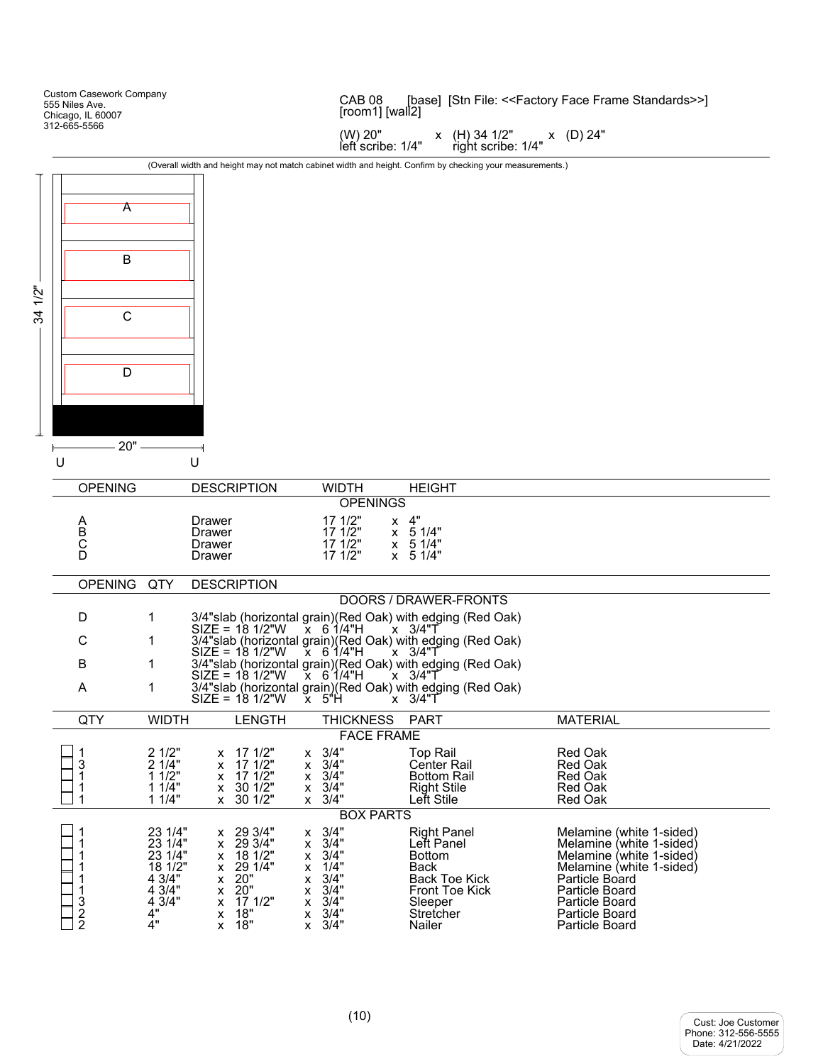Custom Casework Company
555 Niles Ave.
Chicago, IL 60007
312-665-5566

CAB 08 [base] [Stn File: <<Factory Face Frame Standards>>]
[room1] [wall2]

(W) 20" x (H) 34 1/2" x (D) 24"
left scribe: 1/4" right scribe: 1/4"

(Overall width and height may not match cabinet width and height. Confirm by checking your measurements.)

A

B

C

D

34 1/2"

20"

U U

| OPENING | DESCRIPTION | WIDTH | HEIGHT |
|---|---|---|---|
| **OPENINGS** | | | |
| A | Drawer | 17 1/2" | x 4" |
| B | Drawer | 17 1/2" | x 5 1/4" |
| C | Drawer | 17 1/2" | x 5 1/4" |
| D | Drawer | 17 1/2" | x 5 1/4" |

| OPENING | QTY | DESCRIPTION |
|---|---|---|
| **DOORS / DRAWER-FRONTS** | | |
| D | 1 | 3/4"slab (horizontal grain)(Red Oak) with edging (Red Oak) SIZE = 18 1/2"W x 6 1/4"H x 3/4"T |
| C | 1 | 3/4"slab (horizontal grain)(Red Oak) with edging (Red Oak) SIZE = 18 1/2"W x 6 1/4"H x 3/4"T |
| B | 1 | 3/4"slab (horizontal grain)(Red Oak) with edging (Red Oak) SIZE = 18 1/2"W x 6 1/4"H x 3/4"T |
| A | 1 | 3/4"slab (horizontal grain)(Red Oak) with edging (Red Oak) SIZE = 18 1/2"W x 5"H x 3/4"T |

| QTY | WIDTH | LENGTH | THICKNESS | PART | MATERIAL |
|---|---|---|---|---|---|
| **FACE FRAME** | | | | | |
| ☐ 1 | 2 1/2" | x 17 1/2" | x 3/4" | Top Rail | Red Oak |
| ☐ 3 | 2 1/4" | x 17 1/2" | x 3/4" | Center Rail | Red Oak |
| ☐ 1 | 1 1/2" | x 17 1/2" | x 3/4" | Bottom Rail | Red Oak |
| ☐ 1 | 1 1/4" | x 30 1/2" | x 3/4" | Right Stile | Red Oak |
| ☐ 1 | 1 1/4" | x 30 1/2" | x 3/4" | Left Stile | Red Oak |
| **BOX PARTS** | | | | | |
| ☐ 1 | 23 1/4" | x 29 3/4" | x 3/4" | Right Panel | Melamine (white 1-sided) |
| ☐ 1 | 23 1/4" | x 29 3/4" | x 3/4" | Left Panel | Melamine (white 1-sided) |
| ☐ 1 | 23 1/4" | x 18 1/2" | x 3/4" | Bottom | Melamine (white 1-sided) |
| ☐ 1 | 18 1/2" | x 29 1/4" | x 1/4" | Back | Melamine (white 1-sided) |
| ☐ 1 | 4 3/4" | x 20" | x 3/4" | Back Toe Kick | Particle Board |
| ☐ 1 | 4 3/4" | x 20" | x 3/4" | Front Toe Kick | Particle Board |
| ☐ 3 | 4 3/4" | x 17 1/2" | x 3/4" | Sleeper | Particle Board |
| ☐ 2 | 4" | x 18" | x 3/4" | Stretcher | Particle Board |
| ☐ 2 | 4" | x 18" | x 3/4" | Nailer | Particle Board |

Cust: Joe Customer
Phone: 312-556-5555
Date: 4/21/2022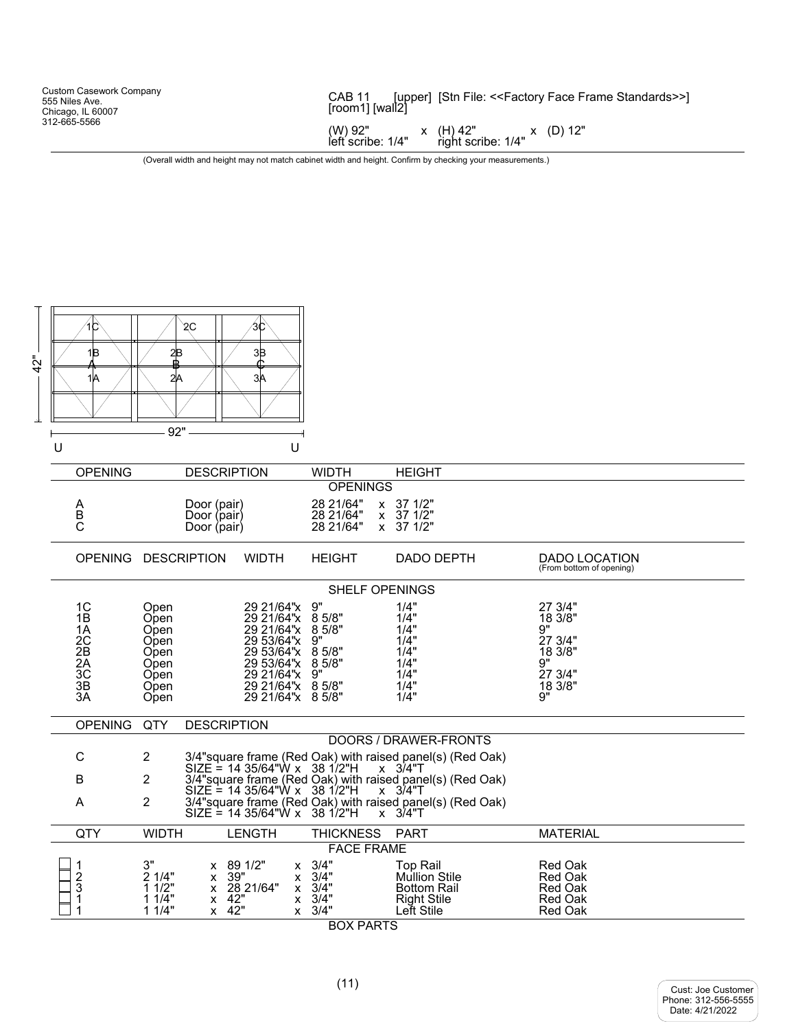Custom Casework Company
555 Niles Ave.
Chicago, IL 60007
312-665-5566

CAB 11 [upper] [Stn File: <<Factory Face Frame Standards>>]
[room1] [wall2]

(W) 92" x (H) 42" x (D) 12"
left scribe: 1/4" right scribe: 1/4"

(Overall width and height may not match cabinet width and height. Confirm by checking your measurements.)

42"

92"

U U

| OPENING | DESCRIPTION | WIDTH | HEIGHT |
|---|---|---|---|
| **OPENINGS** | | | |
| A | Door (pair) | 28 21/64" | x 37 1/2" |
| B | Door (pair) | 28 21/64" | x 37 1/2" |
| C | Door (pair) | 28 21/64" | x 37 1/2" |

| OPENING | DESCRIPTION | WIDTH | HEIGHT | DADO DEPTH | DADO LOCATION (From bottom of opening) |
|---|---|---|---|---|---|
| **SHELF OPENINGS** | | | | | |
| 1C | Open | 29 21/64"x | 9" | 1/4" | 27 3/4" |
| 1B | Open | 29 21/64"x | 8 5/8" | 1/4" | 18 3/8" |
| 1A | Open | 29 21/64"x | 8 5/8" | 1/4" | 9" |
| 2C | Open | 29 53/64"x | 9" | 1/4" | 27 3/4" |
| 2B | Open | 29 53/64"x | 8 5/8" | 1/4" | 18 3/8" |
| 2A | Open | 29 53/64"x | 8 5/8" | 1/4" | 9" |
| 3C | Open | 29 21/64"x | 9" | 1/4" | 27 3/4" |
| 3B | Open | 29 21/64"x | 8 5/8" | 1/4" | 18 3/8" |
| 3A | Open | 29 21/64"x | 8 5/8" | 1/4" | 9" |

| OPENING | QTY | DESCRIPTION |
|---|---|---|
| **DOORS / DRAWER-FRONTS** | | |
| C | 2 | 3/4"square frame (Red Oak) with raised panel(s) (Red Oak) SIZE = 14 35/64"W x 38 1/2"H x 3/4"T |
| B | 2 | 3/4"square frame (Red Oak) with raised panel(s) (Red Oak) SIZE = 14 35/64"W x 38 1/2"H x 3/4"T |
| A | 2 | 3/4"square frame (Red Oak) with raised panel(s) (Red Oak) SIZE = 14 35/64"W x 38 1/2"H x 3/4"T |

| QTY | WIDTH | LENGTH | THICKNESS | PART | MATERIAL |
|---|---|---|---|---|---|
| **FACE FRAME** | | | | | |
| ☐ 1 | 3" | x 89 1/2" | x 3/4" | Top Rail | Red Oak |
| ☐ 2 | 2 1/4" | x 39" | x 3/4" | Mullion Stile | Red Oak |
| ☐ 3 | 1 1/2" | x 28 21/64" | x 3/4" | Bottom Rail | Red Oak |
| ☐ 1 | 1 1/4" | x 42" | x 3/4" | Right Stile | Red Oak |
| ☐ 1 | 1 1/4" | x 42" | x 3/4" | Left Stile | Red Oak |

BOX PARTS

Cust: Joe Customer
Phone: 312-556-5555
Date: 4/21/2022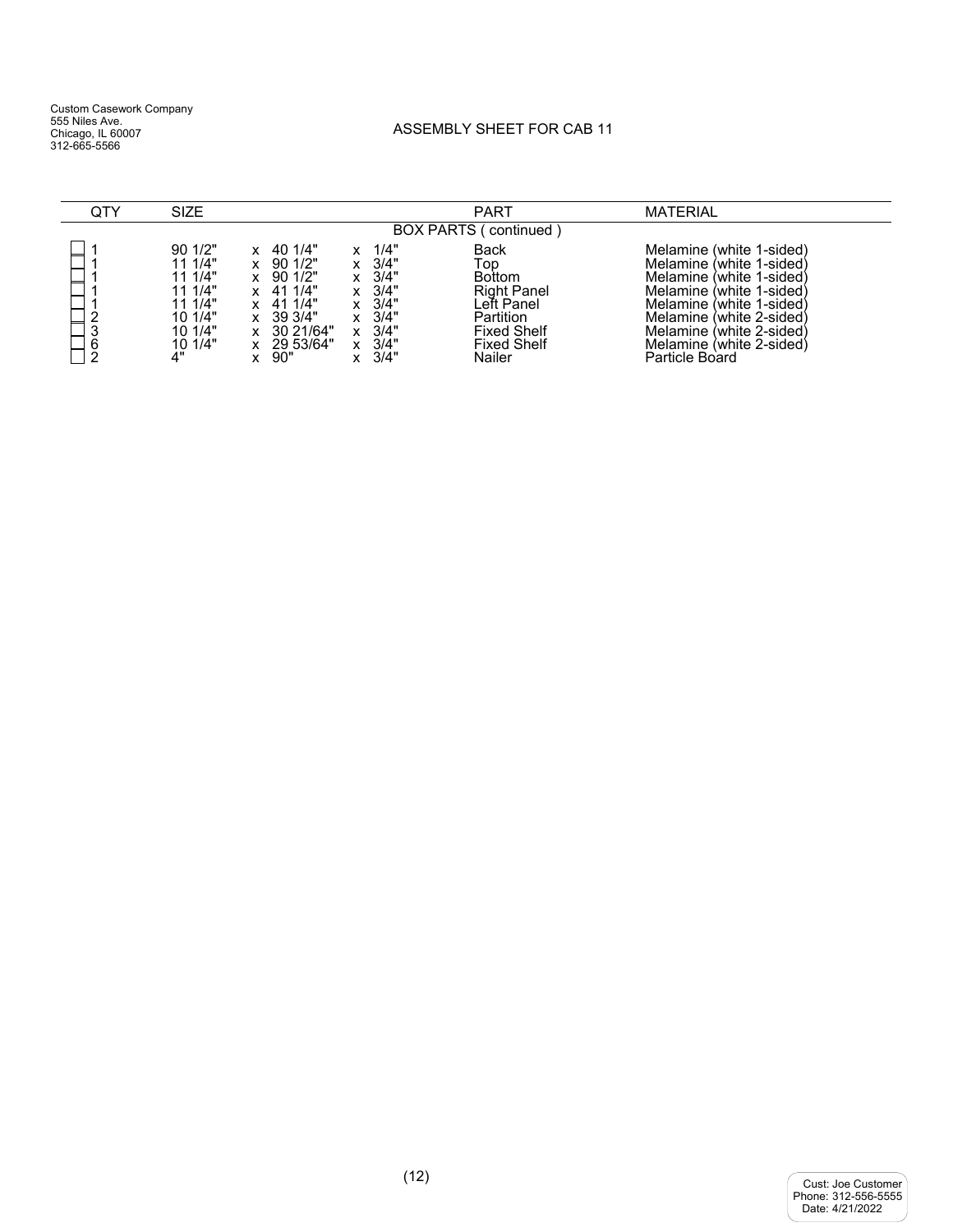Custom Casework Company
555 Niles Ave.
Chicago, IL 60007
312-665-5566

# ASSEMBLY SHEET FOR CAB 11

| QTY | SIZE | | | PART | MATERIAL |
|---|---|---|---|---|---|
| | | | | BOX PARTS ( continued ) | |
| ☐ 1 | 90 1/2" | x 40 1/4" | x 1/4" | Back | Melamine (white 1-sided) |
| ☐ 1 | 11 1/4" | x 90 1/2" | x 3/4" | Top | Melamine (white 1-sided) |
| ☐ 1 | 11 1/4" | x 90 1/2" | x 3/4" | Bottom | Melamine (white 1-sided) |
| ☐ 1 | 11 1/4" | x 41 1/4" | x 3/4" | Right Panel | Melamine (white 1-sided) |
| ☐ 1 | 11 1/4" | x 41 1/4" | x 3/4" | Left Panel | Melamine (white 1-sided) |
| ☐ 2 | 10 1/4" | x 39 3/4" | x 3/4" | Partition | Melamine (white 2-sided) |
| ☐ 3 | 10 1/4" | x 30 21/64" | x 3/4" | Fixed Shelf | Melamine (white 2-sided) |
| ☐ 6 | 10 1/4" | x 29 53/64" | x 3/4" | Fixed Shelf | Melamine (white 2-sided) |
| ☐ 2 | 4" | x 90" | x 3/4" | Nailer | Particle Board |

Cust: Joe Customer
Phone: 312-556-5555
Date: 4/21/2022